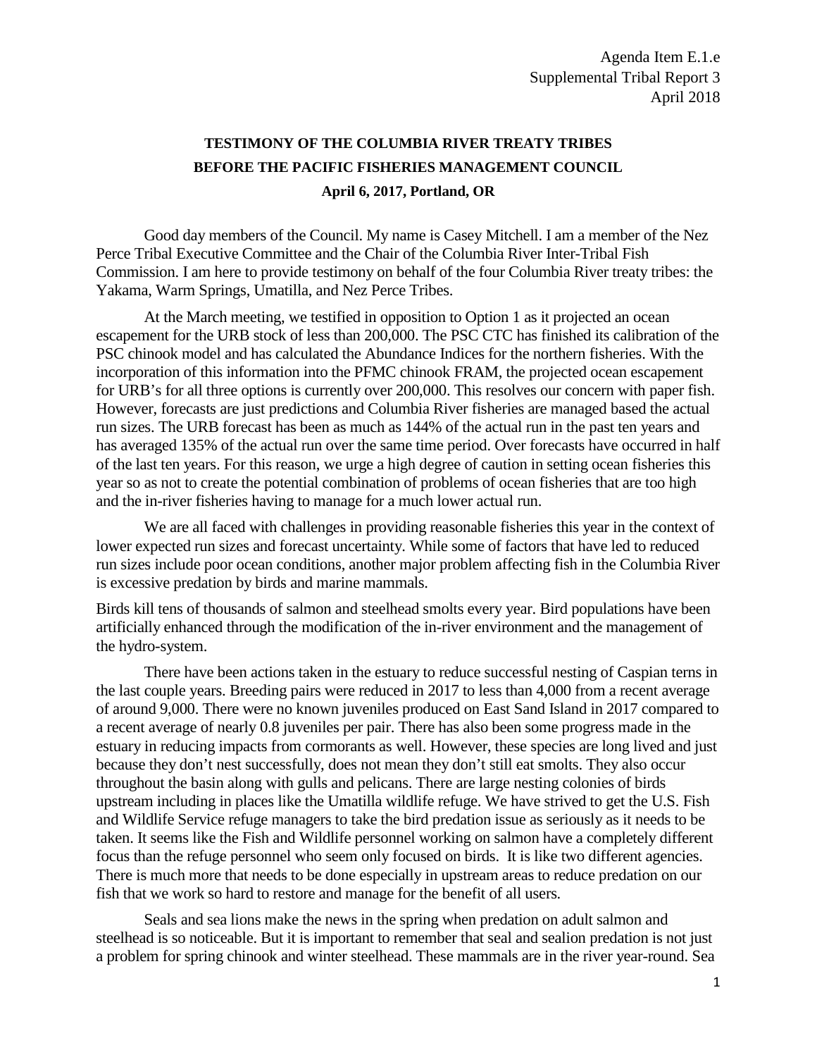Agenda Item E.1.e
Supplemental Tribal Report 3
April 2018

**TESTIMONY OF THE COLUMBIA RIVER TREATY TRIBES**
**BEFORE THE PACIFIC FISHERIES MANAGEMENT COUNCIL**
**April 6, 2017, Portland, OR**

Good day members of the Council. My name is Casey Mitchell. I am a member of the Nez Perce Tribal Executive Committee and the Chair of the Columbia River Inter-Tribal Fish Commission. I am here to provide testimony on behalf of the four Columbia River treaty tribes: the Yakama, Warm Springs, Umatilla, and Nez Perce Tribes.

At the March meeting, we testified in opposition to Option 1 as it projected an ocean escapement for the URB stock of less than 200,000. The PSC CTC has finished its calibration of the PSC chinook model and has calculated the Abundance Indices for the northern fisheries. With the incorporation of this information into the PFMC chinook FRAM, the projected ocean escapement for URB's for all three options is currently over 200,000. This resolves our concern with paper fish. However, forecasts are just predictions and Columbia River fisheries are managed based the actual run sizes. The URB forecast has been as much as 144% of the actual run in the past ten years and has averaged 135% of the actual run over the same time period. Over forecasts have occurred in half of the last ten years. For this reason, we urge a high degree of caution in setting ocean fisheries this year so as not to create the potential combination of problems of ocean fisheries that are too high and the in-river fisheries having to manage for a much lower actual run.

We are all faced with challenges in providing reasonable fisheries this year in the context of lower expected run sizes and forecast uncertainty. While some of factors that have led to reduced run sizes include poor ocean conditions, another major problem affecting fish in the Columbia River is excessive predation by birds and marine mammals.

Birds kill tens of thousands of salmon and steelhead smolts every year. Bird populations have been artificially enhanced through the modification of the in-river environment and the management of the hydro-system.

There have been actions taken in the estuary to reduce successful nesting of Caspian terns in the last couple years. Breeding pairs were reduced in 2017 to less than 4,000 from a recent average of around 9,000. There were no known juveniles produced on East Sand Island in 2017 compared to a recent average of nearly 0.8 juveniles per pair. There has also been some progress made in the estuary in reducing impacts from cormorants as well. However, these species are long lived and just because they don't nest successfully, does not mean they don't still eat smolts. They also occur throughout the basin along with gulls and pelicans. There are large nesting colonies of birds upstream including in places like the Umatilla wildlife refuge. We have strived to get the U.S. Fish and Wildlife Service refuge managers to take the bird predation issue as seriously as it needs to be taken. It seems like the Fish and Wildlife personnel working on salmon have a completely different focus than the refuge personnel who seem only focused on birds. It is like two different agencies. There is much more that needs to be done especially in upstream areas to reduce predation on our fish that we work so hard to restore and manage for the benefit of all users.

Seals and sea lions make the news in the spring when predation on adult salmon and steelhead is so noticeable. But it is important to remember that seal and sealion predation is not just a problem for spring chinook and winter steelhead. These mammals are in the river year-round. Sea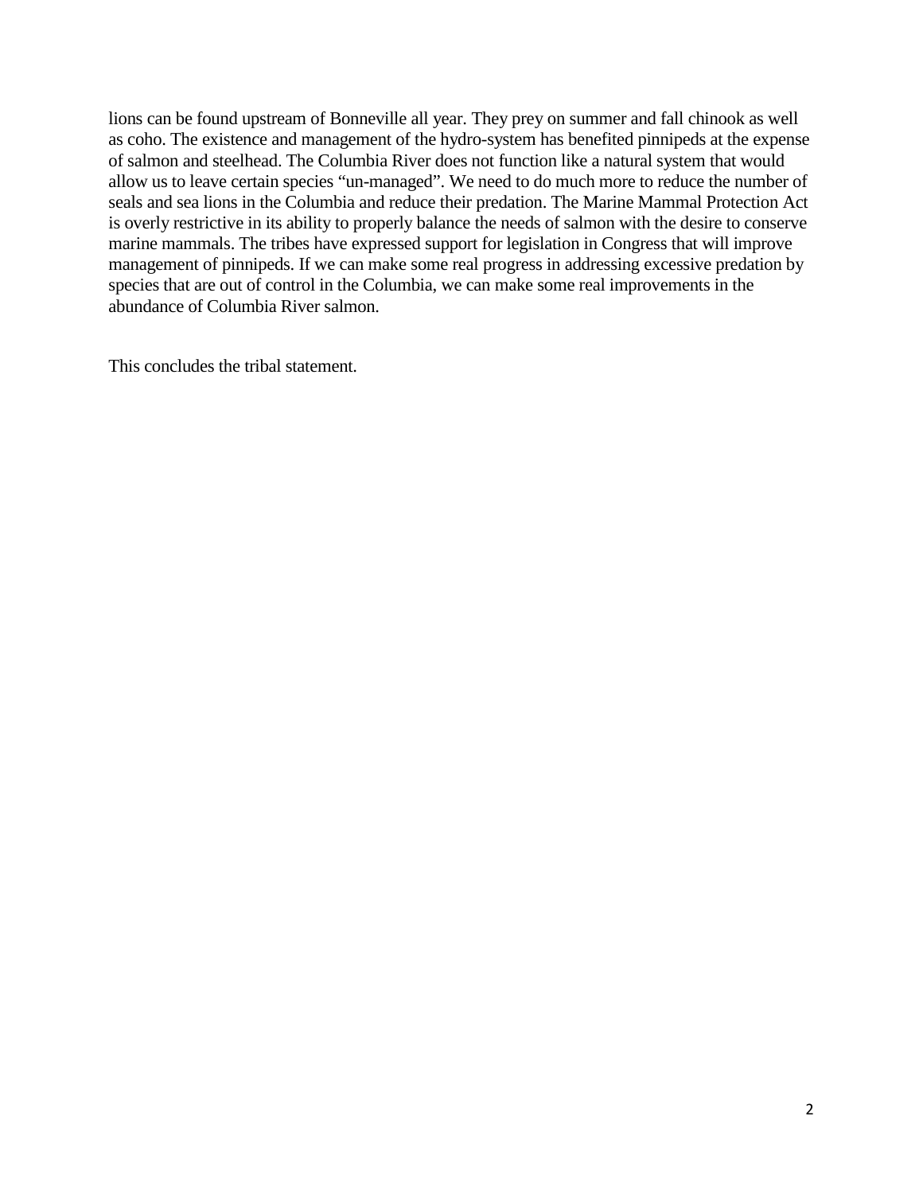lions can be found upstream of Bonneville all year. They prey on summer and fall chinook as well as coho. The existence and management of the hydro-system has benefited pinnipeds at the expense of salmon and steelhead. The Columbia River does not function like a natural system that would allow us to leave certain species "un-managed". We need to do much more to reduce the number of seals and sea lions in the Columbia and reduce their predation. The Marine Mammal Protection Act is overly restrictive in its ability to properly balance the needs of salmon with the desire to conserve marine mammals. The tribes have expressed support for legislation in Congress that will improve management of pinnipeds. If we can make some real progress in addressing excessive predation by species that are out of control in the Columbia, we can make some real improvements in the abundance of Columbia River salmon.

This concludes the tribal statement.